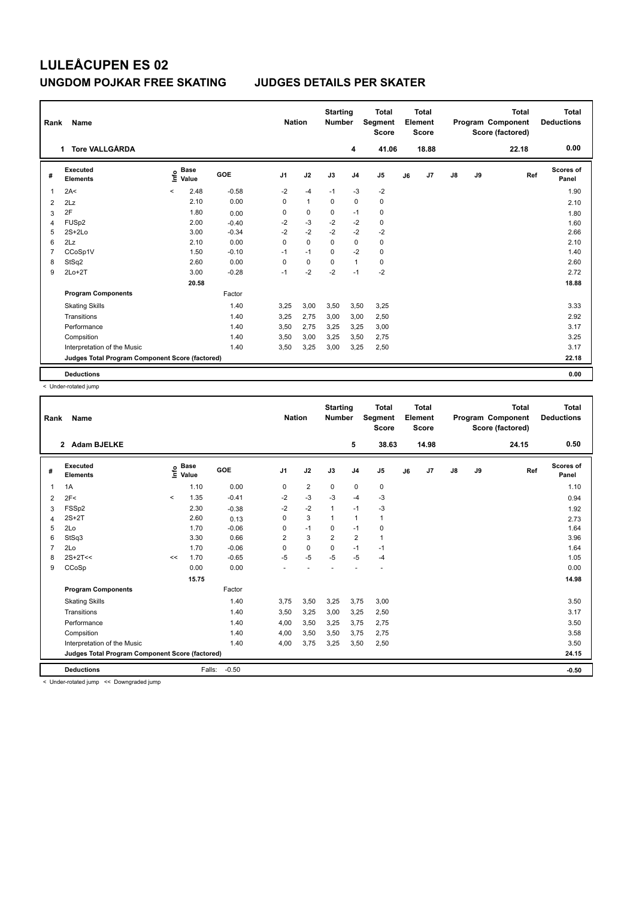# LULEÅCUPEN ES 02

## UNGDOM POJKAR FREE SKATING JUDGES DETAILS PER SKATER

| Rank | Name | Nation | Starting Number | Total Segment Score | Total Element Score | Total Program Component Score (factored) | Total Deductions |
|---|---|---|---|---|---|---|---|
| 1 | Tore VALLGÅRDA | | 4 | 41.06 | 18.88 | 22.18 | 0.00 |

| # | Executed Elements | Info | Base Value | GOE | J1 | J2 | J3 | J4 | J5 | J6 | J7 | J8 | J9 | Ref | Scores of Panel |
|---|---|---|---|---|---|---|---|---|---|---|---|---|---|---|---|
| 1 | 2A< | < | 2.48 | -0.58 | -2 | -4 | -1 | -3 | -2 | | | | | | 1.90 |
| 2 | 2Lz | | 2.10 | 0.00 | 0 | 1 | 0 | 0 | 0 | | | | | | 2.10 |
| 3 | 2F | | 1.80 | 0.00 | 0 | 0 | 0 | -1 | 0 | | | | | | 1.80 |
| 4 | FUSp2 | | 2.00 | -0.40 | -2 | -3 | -2 | -2 | 0 | | | | | | 1.60 |
| 5 | 2S+2Lo | | 3.00 | -0.34 | -2 | -2 | -2 | -2 | -2 | | | | | | 2.66 |
| 6 | 2Lz | | 2.10 | 0.00 | 0 | 0 | 0 | 0 | 0 | | | | | | 2.10 |
| 7 | CCoSp1V | | 1.50 | -0.10 | -1 | -1 | 0 | -2 | 0 | | | | | | 1.40 |
| 8 | StSq2 | | 2.60 | 0.00 | 0 | 0 | 0 | 1 | 0 | | | | | | 2.60 |
| 9 | 2Lo+2T | | 3.00 | -0.28 | -1 | -2 | -2 | -1 | -2 | | | | | | 2.72 |
| | | | 20.58 | | | | | | | | | | | | 18.88 |
| | **Program Components** | | | Factor | | | | | | | | | | | |
| | Skating Skills | | | 1.40 | 3,25 | 3,00 | 3,50 | 3,50 | 3,25 | | | | | | 3.33 |
| | Transitions | | | 1.40 | 3,25 | 2,75 | 3,00 | 3,00 | 2,50 | | | | | | 2.92 |
| | Performance | | | 1.40 | 3,50 | 2,75 | 3,25 | 3,25 | 3,00 | | | | | | 3.17 |
| | Compsition | | | 1.40 | 3,50 | 3,00 | 3,25 | 3,50 | 2,75 | | | | | | 3.25 |
| | Interpretation of the Music | | | 1.40 | 3,50 | 3,25 | 3,00 | 3,25 | 2,50 | | | | | | 3.17 |
| | **Judges Total Program Component Score (factored)** | | | | | | | | | | | | | | 22.18 |
| | **Deductions** | | | | | | | | | | | | | | 0.00 |

< Under-rotated jump

| Rank | Name | Nation | Starting Number | Total Segment Score | Total Element Score | Total Program Component Score (factored) | Total Deductions |
|---|---|---|---|---|---|---|---|
| 2 | Adam BJELKE | | 5 | 38.63 | 14.98 | 24.15 | 0.50 |

| # | Executed Elements | Info | Base Value | GOE | J1 | J2 | J3 | J4 | J5 | J6 | J7 | J8 | J9 | Ref | Scores of Panel |
|---|---|---|---|---|---|---|---|---|---|---|---|---|---|---|---|
| 1 | 1A | | 1.10 | 0.00 | 0 | 2 | 0 | 0 | 0 | | | | | | 1.10 |
| 2 | 2F< | < | 1.35 | -0.41 | -2 | -3 | -3 | -4 | -3 | | | | | | 0.94 |
| 3 | FSSp2 | | 2.30 | -0.38 | -2 | -2 | 1 | -1 | -3 | | | | | | 1.92 |
| 4 | 2S+2T | | 2.60 | 0.13 | 0 | 3 | 1 | 1 | 1 | | | | | | 2.73 |
| 5 | 2Lo | | 1.70 | -0.06 | 0 | -1 | 0 | -1 | 0 | | | | | | 1.64 |
| 6 | StSq3 | | 3.30 | 0.66 | 2 | 3 | 2 | 2 | 1 | | | | | | 3.96 |
| 7 | 2Lo | | 1.70 | -0.06 | 0 | 0 | 0 | -1 | -1 | | | | | | 1.64 |
| 8 | 2S+2T<< | << | 1.70 | -0.65 | -5 | -5 | -5 | -5 | -4 | | | | | | 1.05 |
| 9 | CCoSp | | 0.00 | 0.00 | - | - | - | - | - | | | | | | 0.00 |
| | | | 15.75 | | | | | | | | | | | | 14.98 |
| | **Program Components** | | | Factor | | | | | | | | | | | |
| | Skating Skills | | | 1.40 | 3,75 | 3,50 | 3,25 | 3,75 | 3,00 | | | | | | 3.50 |
| | Transitions | | | 1.40 | 3,50 | 3,25 | 3,00 | 3,25 | 2,50 | | | | | | 3.17 |
| | Performance | | | 1.40 | 4,00 | 3,50 | 3,25 | 3,75 | 2,75 | | | | | | 3.50 |
| | Compsition | | | 1.40 | 4,00 | 3,50 | 3,50 | 3,75 | 2,75 | | | | | | 3.58 |
| | Interpretation of the Music | | | 1.40 | 4,00 | 3,75 | 3,25 | 3,50 | 2,50 | | | | | | 3.50 |
| | **Judges Total Program Component Score (factored)** | | | | | | | | | | | | | | 24.15 |
| | **Deductions** | | Falls: | -0.50 | | | | | | | | | | | -0.50 |

< Under-rotated jump << Downgraded jump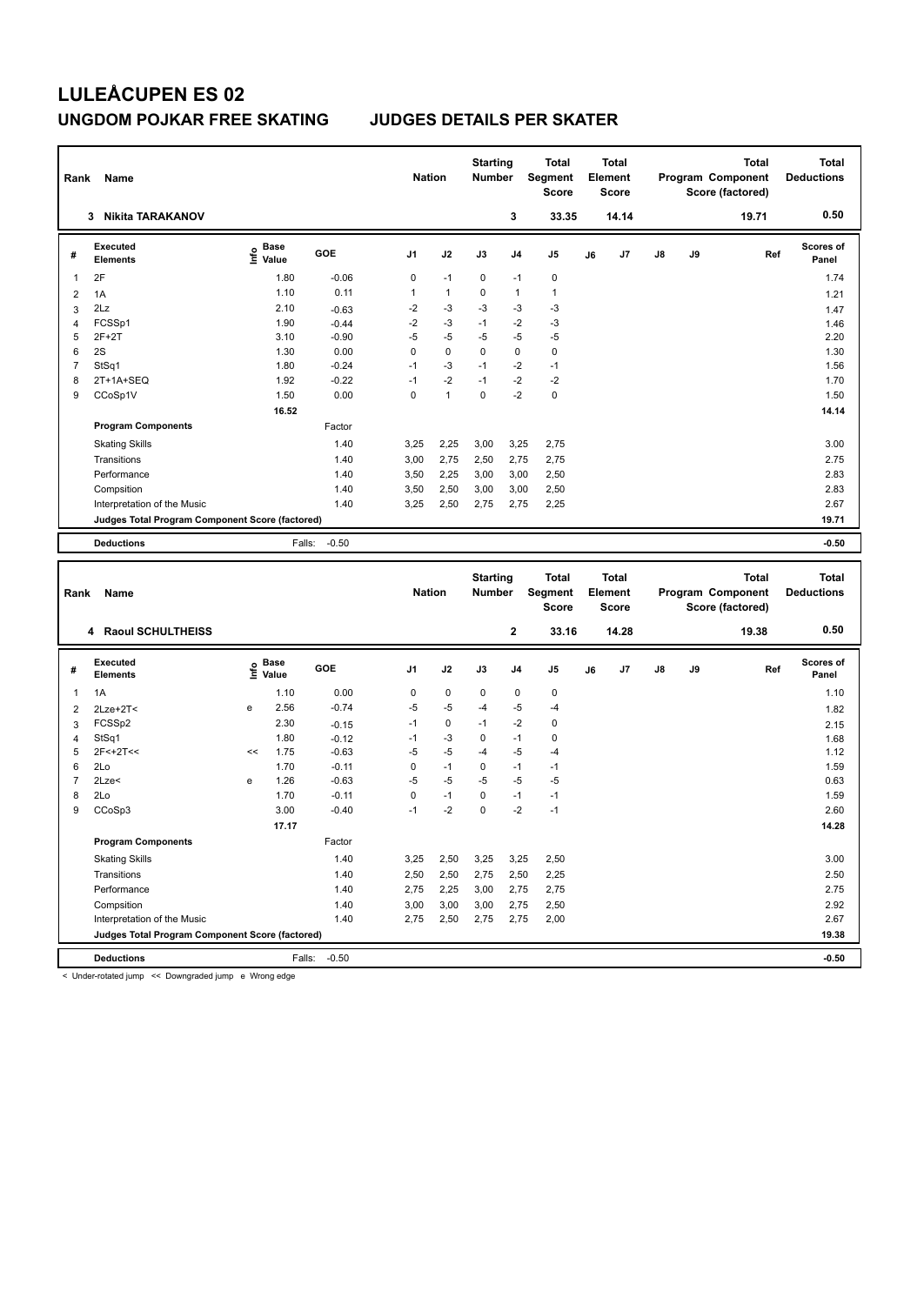# LULEÅCUPEN ES 02

## UNGDOM POJKAR FREE SKATING JUDGES DETAILS PER SKATER

| Rank | Name | Nation | Starting Number | Total Segment Score | Total Element Score | Total Program Component Score (factored) | Total Deductions |
|---|---|---|---|---|---|---|---|
| 3 | Nikita TARAKANOV | | 3 | 33.35 | 14.14 | 19.71 | 0.50 |

| # | Executed Elements | Info | Base Value | GOE | J1 | J2 | J3 | J4 | J5 | J6 | J7 | J8 | J9 | Ref | Scores of Panel |
|---|---|---|---|---|---|---|---|---|---|---|---|---|---|---|---|
| 1 | 2F | | 1.80 | -0.06 | 0 | -1 | 0 | -1 | 0 | | | | | | 1.74 |
| 2 | 1A | | 1.10 | 0.11 | 1 | 1 | 0 | 1 | 1 | | | | | | 1.21 |
| 3 | 2Lz | | 2.10 | -0.63 | -2 | -3 | -3 | -3 | -3 | | | | | | 1.47 |
| 4 | FCSSp1 | | 1.90 | -0.44 | -2 | -3 | -1 | -2 | -3 | | | | | | 1.46 |
| 5 | 2F+2T | | 3.10 | -0.90 | -5 | -5 | -5 | -5 | -5 | | | | | | 2.20 |
| 6 | 2S | | 1.30 | 0.00 | 0 | 0 | 0 | 0 | 0 | | | | | | 1.30 |
| 7 | StSq1 | | 1.80 | -0.24 | -1 | -3 | -1 | -2 | -1 | | | | | | 1.56 |
| 8 | 2T+1A+SEQ | | 1.92 | -0.22 | -1 | -2 | -1 | -2 | -2 | | | | | | 1.70 |
| 9 | CCoSp1V | | 1.50 | 0.00 | 0 | 1 | 0 | -2 | 0 | | | | | | 1.50 |
| | | | 16.52 | | | | | | | | | | | | 14.14 |
| | **Program Components** | | | Factor | | | | | | | | | | | |
| | Skating Skills | | | 1.40 | 3,25 | 2,25 | 3,00 | 3,25 | 2,75 | | | | | | 3.00 |
| | Transitions | | | 1.40 | 3,00 | 2,75 | 2,50 | 2,75 | 2,75 | | | | | | 2.75 |
| | Performance | | | 1.40 | 3,50 | 2,25 | 3,00 | 3,00 | 2,50 | | | | | | 2.83 |
| | Compsition | | | 1.40 | 3,50 | 2,50 | 3,00 | 3,00 | 2,50 | | | | | | 2.83 |
| | Interpretation of the Music | | | 1.40 | 3,25 | 2,50 | 2,75 | 2,75 | 2,25 | | | | | | 2.67 |
| | **Judges Total Program Component Score (factored)** | | | | | | | | | | | | | | 19.71 |
| | **Deductions** | | Falls: | -0.50 | | | | | | | | | | | -0.50 |

| Rank | Name | Nation | Starting Number | Total Segment Score | Total Element Score | Total Program Component Score (factored) | Total Deductions |
|---|---|---|---|---|---|---|---|
| 4 | Raoul SCHULTHEISS | | 2 | 33.16 | 14.28 | 19.38 | 0.50 |

| # | Executed Elements | Info | Base Value | GOE | J1 | J2 | J3 | J4 | J5 | J6 | J7 | J8 | J9 | Ref | Scores of Panel |
|---|---|---|---|---|---|---|---|---|---|---|---|---|---|---|---|
| 1 | 1A | | 1.10 | 0.00 | 0 | 0 | 0 | 0 | 0 | | | | | | 1.10 |
| 2 | 2Lze+2T< | e | 2.56 | -0.74 | -5 | -5 | -4 | -5 | -4 | | | | | | 1.82 |
| 3 | FCSSp2 | | 2.30 | -0.15 | -1 | 0 | -1 | -2 | 0 | | | | | | 2.15 |
| 4 | StSq1 | | 1.80 | -0.12 | -1 | -3 | 0 | -1 | 0 | | | | | | 1.68 |
| 5 | 2F<+2T<< | << | 1.75 | -0.63 | -5 | -5 | -4 | -5 | -4 | | | | | | 1.12 |
| 6 | 2Lo | | 1.70 | -0.11 | 0 | -1 | 0 | -1 | -1 | | | | | | 1.59 |
| 7 | 2Lze< | e | 1.26 | -0.63 | -5 | -5 | -5 | -5 | -5 | | | | | | 0.63 |
| 8 | 2Lo | | 1.70 | -0.11 | 0 | -1 | 0 | -1 | -1 | | | | | | 1.59 |
| 9 | CCoSp3 | | 3.00 | -0.40 | -1 | -2 | 0 | -2 | -1 | | | | | | 2.60 |
| | | | 17.17 | | | | | | | | | | | | 14.28 |
| | **Program Components** | | | Factor | | | | | | | | | | | |
| | Skating Skills | | | 1.40 | 3,25 | 2,50 | 3,25 | 3,25 | 2,50 | | | | | | 3.00 |
| | Transitions | | | 1.40 | 2,50 | 2,50 | 2,75 | 2,50 | 2,25 | | | | | | 2.50 |
| | Performance | | | 1.40 | 2,75 | 2,25 | 3,00 | 2,75 | 2,75 | | | | | | 2.75 |
| | Compsition | | | 1.40 | 3,00 | 3,00 | 3,00 | 2,75 | 2,50 | | | | | | 2.92 |
| | Interpretation of the Music | | | 1.40 | 2,75 | 2,50 | 2,75 | 2,75 | 2,00 | | | | | | 2.67 |
| | **Judges Total Program Component Score (factored)** | | | | | | | | | | | | | | 19.38 |
| | **Deductions** | | Falls: | -0.50 | | | | | | | | | | | -0.50 |

< Under-rotated jump << Downgraded jump e Wrong edge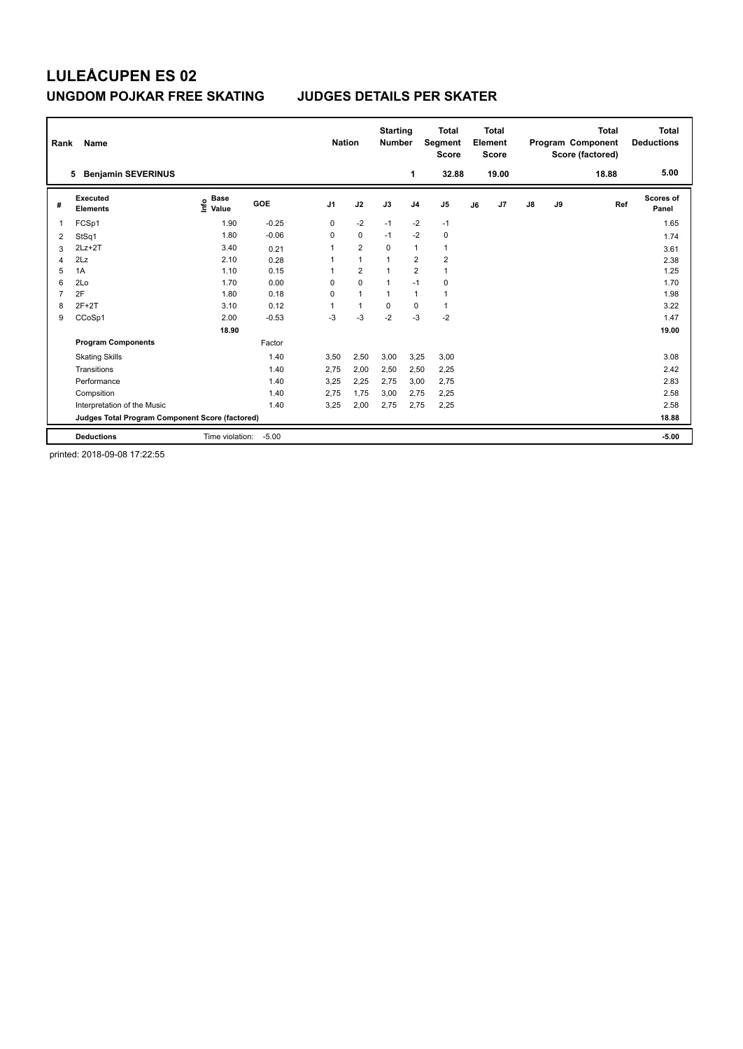# LULEÅCUPEN ES 02

## UNGDOM POJKAR FREE SKATING JUDGES DETAILS PER SKATER

| Rank | Name | Nation | Starting Number | Total Segment Score | Total Element Score | Total Program Component Score (factored) | Total Deductions |
|---|---|---|---|---|---|---|---|
| 5 | Benjamin SEVERINUS | | 1 | 32.88 | 19.00 | 18.88 | 5.00 |

| # | Executed Elements | Info | Base Value | GOE | J1 | J2 | J3 | J4 | J5 | J6 | J7 | J8 | J9 | Ref | Scores of Panel |
|---|---|---|---|---|---|---|---|---|---|---|---|---|---|---|---|
| 1 | FCSp1 | | 1.90 | -0.25 | 0 | -2 | -1 | -2 | -1 | | | | | | 1.65 |
| 2 | StSq1 | | 1.80 | -0.06 | 0 | 0 | -1 | -2 | 0 | | | | | | 1.74 |
| 3 | 2Lz+2T | | 3.40 | 0.21 | 1 | 2 | 0 | 1 | 1 | | | | | | 3.61 |
| 4 | 2Lz | | 2.10 | 0.28 | 1 | 1 | 1 | 2 | 2 | | | | | | 2.38 |
| 5 | 1A | | 1.10 | 0.15 | 1 | 2 | 1 | 2 | 1 | | | | | | 1.25 |
| 6 | 2Lo | | 1.70 | 0.00 | 0 | 0 | 1 | -1 | 0 | | | | | | 1.70 |
| 7 | 2F | | 1.80 | 0.18 | 0 | 1 | 1 | 1 | 1 | | | | | | 1.98 |
| 8 | 2F+2T | | 3.10 | 0.12 | 1 | 1 | 0 | 0 | 1 | | | | | | 3.22 |
| 9 | CCoSp1 | | 2.00 | -0.53 | -3 | -3 | -2 | -3 | -2 | | | | | | 1.47 |
| | | | 18.90 | | | | | | | | | | | | 19.00 |
| | **Program Components** | | | Factor | | | | | | | | | | | |
| | Skating Skills | | | 1.40 | 3,50 | 2,50 | 3,00 | 3,25 | 3,00 | | | | | | 3.08 |
| | Transitions | | | 1.40 | 2,75 | 2,00 | 2,50 | 2,50 | 2,25 | | | | | | 2.42 |
| | Performance | | | 1.40 | 3,25 | 2,25 | 2,75 | 3,00 | 2,75 | | | | | | 2.83 |
| | Compsition | | | 1.40 | 2,75 | 1,75 | 3,00 | 2,75 | 2,25 | | | | | | 2.58 |
| | Interpretation of the Music | | | 1.40 | 3,25 | 2,00 | 2,75 | 2,75 | 2,25 | | | | | | 2.58 |
| | **Judges Total Program Component Score (factored)** | | | | | | | | | | | | | | 18.88 |
| | **Deductions** | | Time violation: | -5.00 | | | | | | | | | | | -5.00 |

printed: 2018-09-08 17:22:55